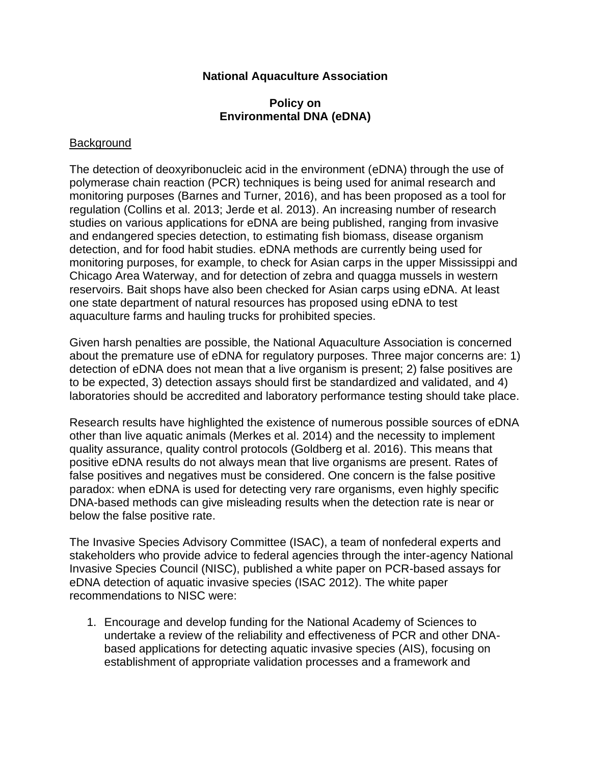**National Aquaculture Association**

**Policy on**
**Environmental DNA (eDNA)**

Background

The detection of deoxyribonucleic acid in the environment (eDNA) through the use of polymerase chain reaction (PCR) techniques is being used for animal research and monitoring purposes (Barnes and Turner, 2016), and has been proposed as a tool for regulation (Collins et al. 2013; Jerde et al. 2013). An increasing number of research studies on various applications for eDNA are being published, ranging from invasive and endangered species detection, to estimating fish biomass, disease organism detection, and for food habit studies. eDNA methods are currently being used for monitoring purposes, for example, to check for Asian carps in the upper Mississippi and Chicago Area Waterway, and for detection of zebra and quagga mussels in western reservoirs. Bait shops have also been checked for Asian carps using eDNA. At least one state department of natural resources has proposed using eDNA to test aquaculture farms and hauling trucks for prohibited species.

Given harsh penalties are possible, the National Aquaculture Association is concerned about the premature use of eDNA for regulatory purposes. Three major concerns are: 1) detection of eDNA does not mean that a live organism is present; 2) false positives are to be expected, 3) detection assays should first be standardized and validated, and 4) laboratories should be accredited and laboratory performance testing should take place.

Research results have highlighted the existence of numerous possible sources of eDNA other than live aquatic animals (Merkes et al. 2014) and the necessity to implement quality assurance, quality control protocols (Goldberg et al. 2016). This means that positive eDNA results do not always mean that live organisms are present. Rates of false positives and negatives must be considered. One concern is the false positive paradox: when eDNA is used for detecting very rare organisms, even highly specific DNA-based methods can give misleading results when the detection rate is near or below the false positive rate.

The Invasive Species Advisory Committee (ISAC), a team of nonfederal experts and stakeholders who provide advice to federal agencies through the inter-agency National Invasive Species Council (NISC), published a white paper on PCR-based assays for eDNA detection of aquatic invasive species (ISAC 2012). The white paper recommendations to NISC were:

1. Encourage and develop funding for the National Academy of Sciences to undertake a review of the reliability and effectiveness of PCR and other DNA-based applications for detecting aquatic invasive species (AIS), focusing on establishment of appropriate validation processes and a framework and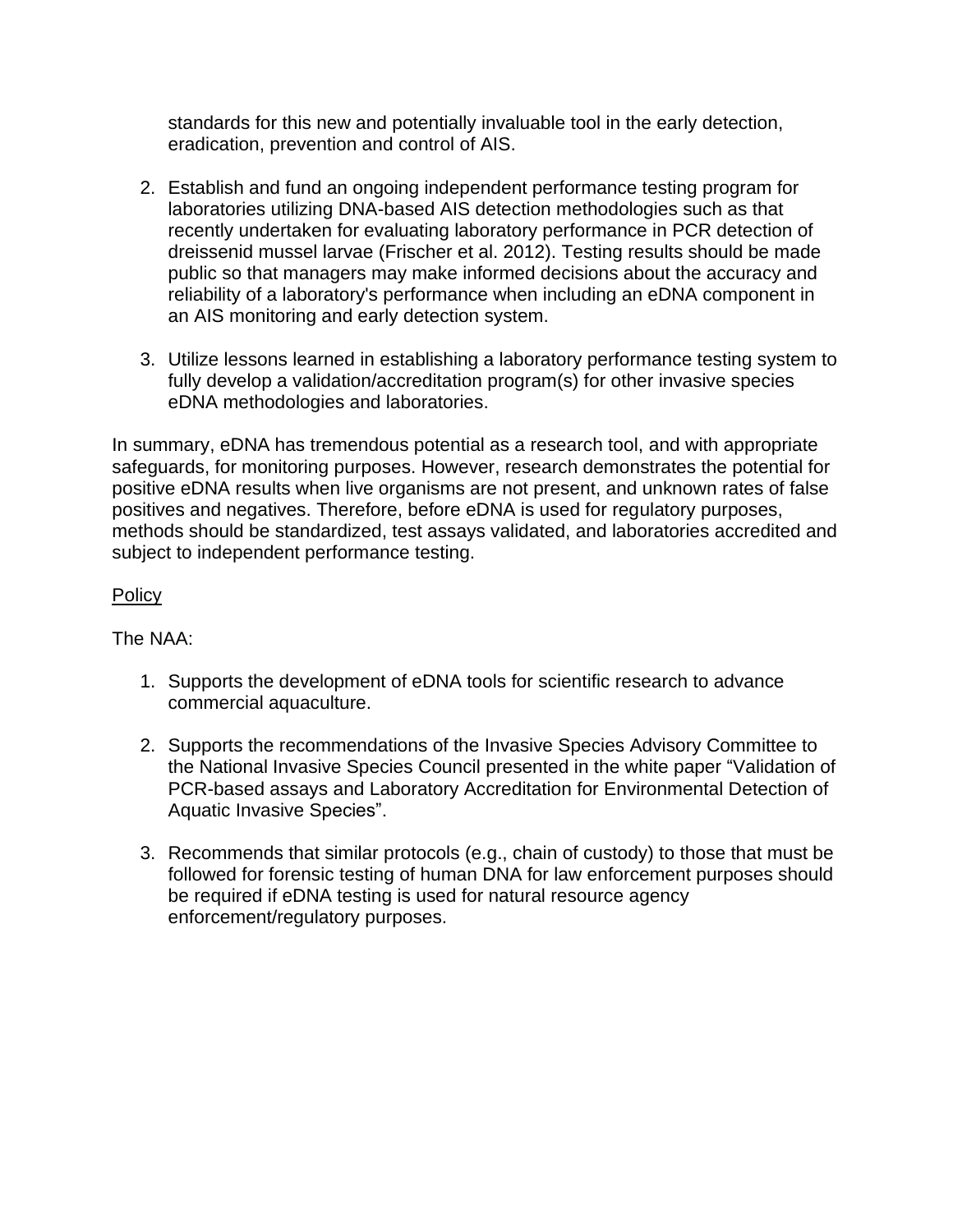standards for this new and potentially invaluable tool in the early detection, eradication, prevention and control of AIS.

2. Establish and fund an ongoing independent performance testing program for laboratories utilizing DNA-based AIS detection methodologies such as that recently undertaken for evaluating laboratory performance in PCR detection of dreissenid mussel larvae (Frischer et al. 2012). Testing results should be made public so that managers may make informed decisions about the accuracy and reliability of a laboratory's performance when including an eDNA component in an AIS monitoring and early detection system.

3. Utilize lessons learned in establishing a laboratory performance testing system to fully develop a validation/accreditation program(s) for other invasive species eDNA methodologies and laboratories.

In summary, eDNA has tremendous potential as a research tool, and with appropriate safeguards, for monitoring purposes. However, research demonstrates the potential for positive eDNA results when live organisms are not present, and unknown rates of false positives and negatives. Therefore, before eDNA is used for regulatory purposes, methods should be standardized, test assays validated, and laboratories accredited and subject to independent performance testing.

Policy

The NAA:

1. Supports the development of eDNA tools for scientific research to advance commercial aquaculture.

2. Supports the recommendations of the Invasive Species Advisory Committee to the National Invasive Species Council presented in the white paper “Validation of PCR-based assays and Laboratory Accreditation for Environmental Detection of Aquatic Invasive Species”.

3. Recommends that similar protocols (e.g., chain of custody) to those that must be followed for forensic testing of human DNA for law enforcement purposes should be required if eDNA testing is used for natural resource agency enforcement/regulatory purposes.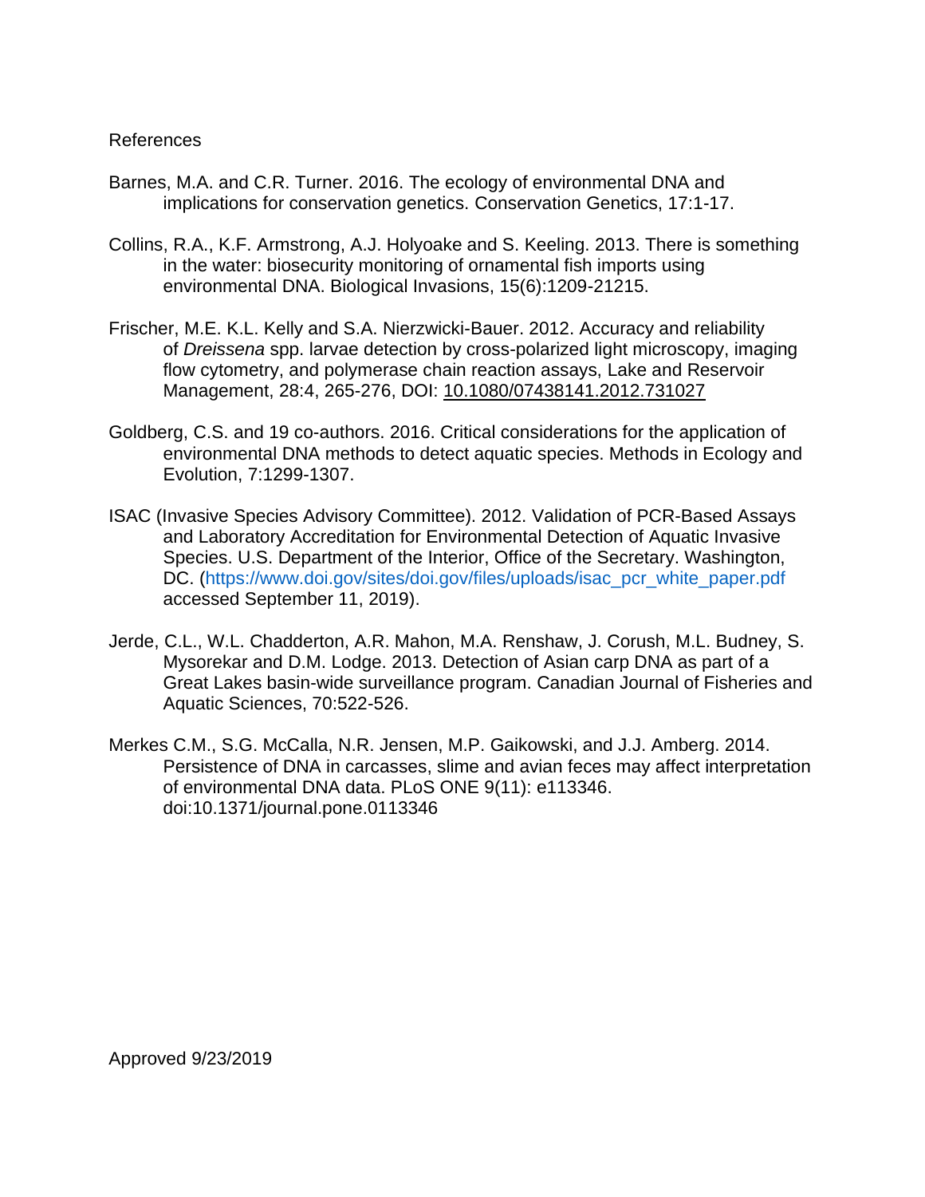References

Barnes, M.A. and C.R. Turner. 2016. The ecology of environmental DNA and implications for conservation genetics. Conservation Genetics, 17:1-17.

Collins, R.A., K.F. Armstrong, A.J. Holyoake and S. Keeling. 2013. There is something in the water: biosecurity monitoring of ornamental fish imports using environmental DNA. Biological Invasions, 15(6):1209-21215.

Frischer, M.E. K.L. Kelly and S.A. Nierzwicki-Bauer. 2012. Accuracy and reliability of *Dreissena* spp. larvae detection by cross-polarized light microscopy, imaging flow cytometry, and polymerase chain reaction assays, Lake and Reservoir Management, 28:4, 265-276, DOI: 10.1080/07438141.2012.731027

Goldberg, C.S. and 19 co-authors. 2016. Critical considerations for the application of environmental DNA methods to detect aquatic species. Methods in Ecology and Evolution, 7:1299-1307.

ISAC (Invasive Species Advisory Committee). 2012. Validation of PCR-Based Assays and Laboratory Accreditation for Environmental Detection of Aquatic Invasive Species. U.S. Department of the Interior, Office of the Secretary. Washington, DC. (https://www.doi.gov/sites/doi.gov/files/uploads/isac_pcr_white_paper.pdf accessed September 11, 2019).

Jerde, C.L., W.L. Chadderton, A.R. Mahon, M.A. Renshaw, J. Corush, M.L. Budney, S. Mysorekar and D.M. Lodge. 2013. Detection of Asian carp DNA as part of a Great Lakes basin-wide surveillance program. Canadian Journal of Fisheries and Aquatic Sciences, 70:522-526.

Merkes C.M., S.G. McCalla, N.R. Jensen, M.P. Gaikowski, and J.J. Amberg. 2014. Persistence of DNA in carcasses, slime and avian feces may affect interpretation of environmental DNA data. PLoS ONE 9(11): e113346. doi:10.1371/journal.pone.0113346

Approved 9/23/2019